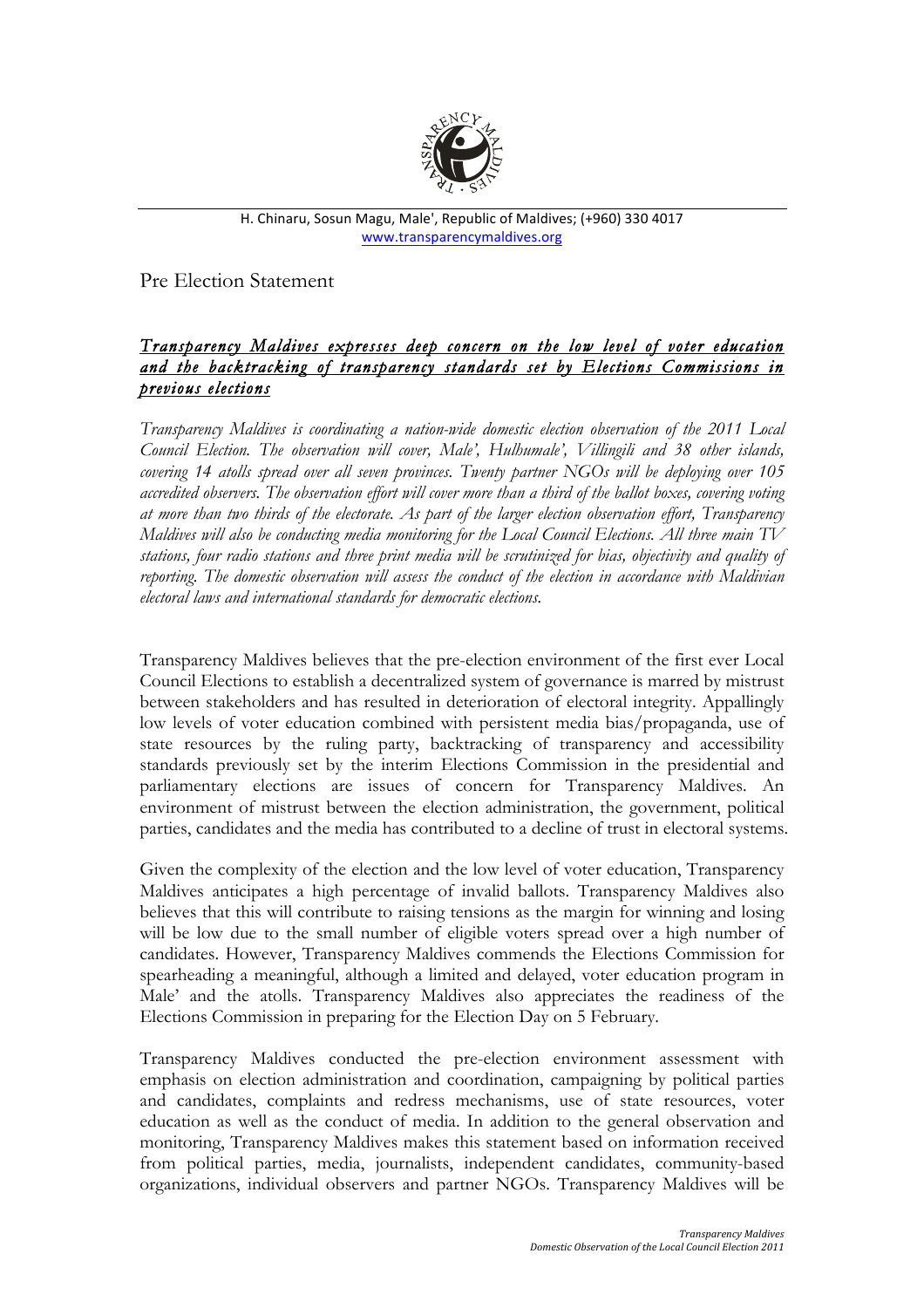H. Chinaru, Sosun Magu, Male', Republic of Maldives; (+960) 330 4017
www.transparencymaldives.org

# Pre Election Statement

## *Transparency Maldives expresses deep concern on the low level of voter education and the backtracking of transparency standards set by Elections Commissions in previous elections*

*Transparency Maldives is coordinating a nation-wide domestic election observation of the 2011 Local Council Election. The observation will cover, Male', Hulhumale', Villingili and 38 other islands, covering 14 atolls spread over all seven provinces. Twenty partner NGOs will be deploying over 105 accredited observers. The observation effort will cover more than a third of the ballot boxes, covering voting at more than two thirds of the electorate. As part of the larger election observation effort, Transparency Maldives will also be conducting media monitoring for the Local Council Elections. All three main TV stations, four radio stations and three print media will be scrutinized for bias, objectivity and quality of reporting. The domestic observation will assess the conduct of the election in accordance with Maldivian electoral laws and international standards for democratic elections.*

Transparency Maldives believes that the pre-election environment of the first ever Local Council Elections to establish a decentralized system of governance is marred by mistrust between stakeholders and has resulted in deterioration of electoral integrity. Appallingly low levels of voter education combined with persistent media bias/propaganda, use of state resources by the ruling party, backtracking of transparency and accessibility standards previously set by the interim Elections Commission in the presidential and parliamentary elections are issues of concern for Transparency Maldives. An environment of mistrust between the election administration, the government, political parties, candidates and the media has contributed to a decline of trust in electoral systems.

Given the complexity of the election and the low level of voter education, Transparency Maldives anticipates a high percentage of invalid ballots. Transparency Maldives also believes that this will contribute to raising tensions as the margin for winning and losing will be low due to the small number of eligible voters spread over a high number of candidates. However, Transparency Maldives commends the Elections Commission for spearheading a meaningful, although a limited and delayed, voter education program in Male' and the atolls. Transparency Maldives also appreciates the readiness of the Elections Commission in preparing for the Election Day on 5 February.

Transparency Maldives conducted the pre-election environment assessment with emphasis on election administration and coordination, campaigning by political parties and candidates, complaints and redress mechanisms, use of state resources, voter education as well as the conduct of media. In addition to the general observation and monitoring, Transparency Maldives makes this statement based on information received from political parties, media, journalists, independent candidates, community-based organizations, individual observers and partner NGOs. Transparency Maldives will be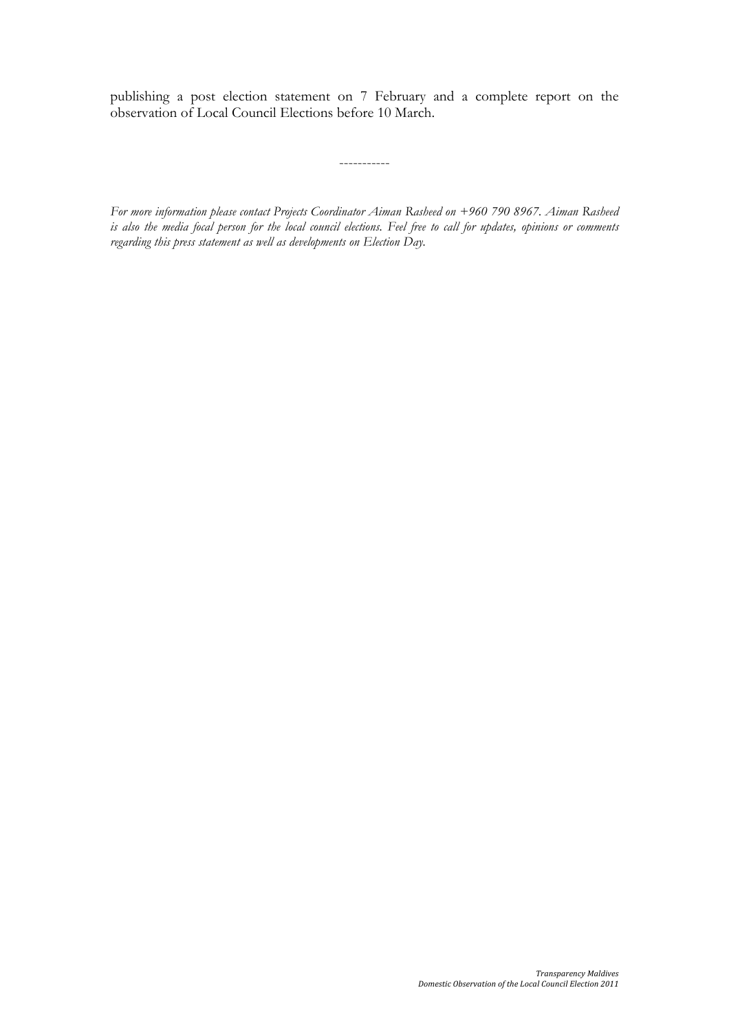publishing a post election statement on 7 February and a complete report on the observation of Local Council Elections before 10 March.

-----------

*For more information please contact Projects Coordinator Aiman Rasheed on +960 790 8967. Aiman Rasheed is also the media focal person for the local council elections. Feel free to call for updates, opinions or comments regarding this press statement as well as developments on Election Day.*